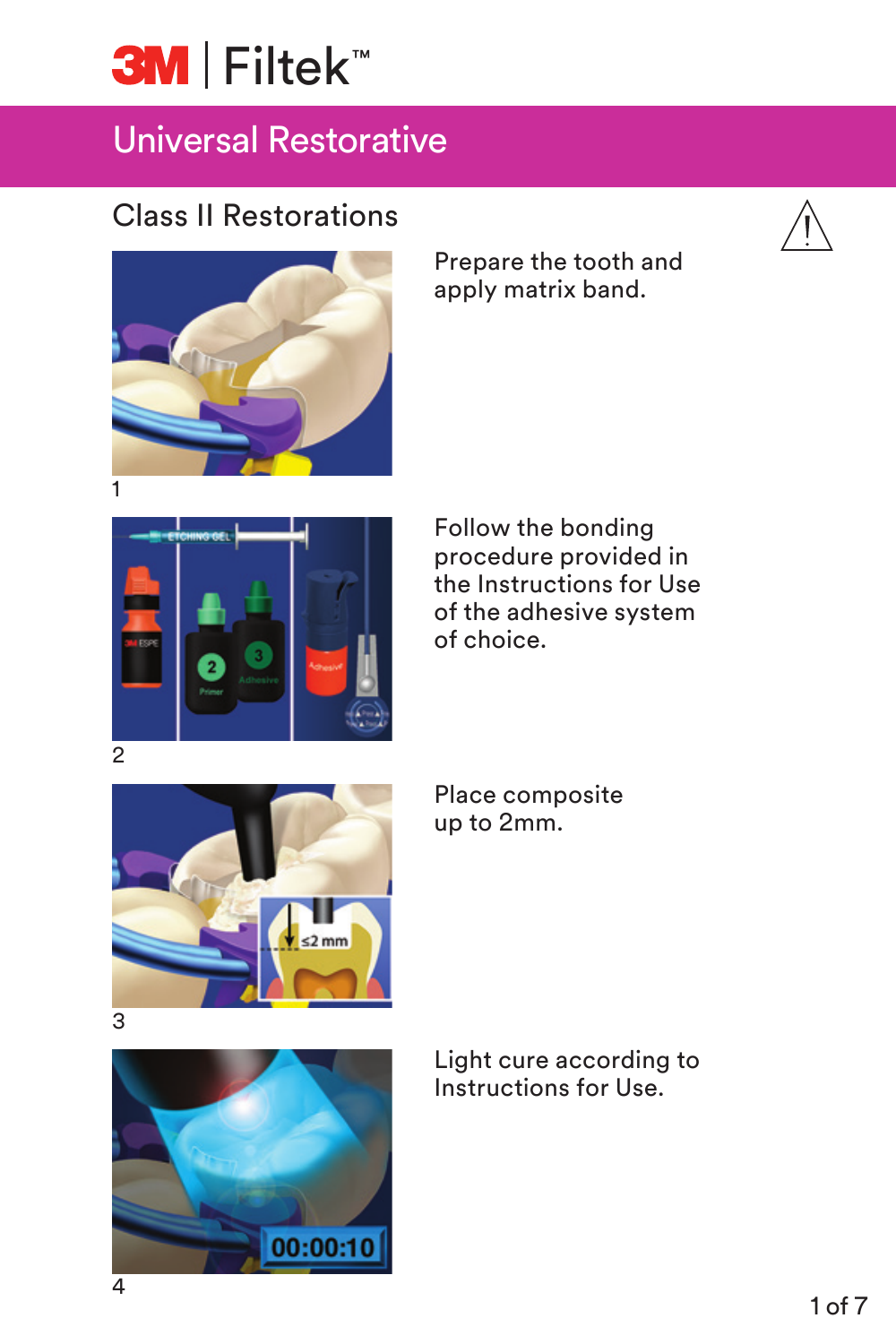# 3M | Filtek™

## Universal Restorative

### Class II Restorations

1. Prepare the tooth and apply matrix band.

2. Follow the bonding procedure provided in the Instructions for Use of the adhesive system of choice.

3. Place composite up to 2mm.

4. Light cure according to Instructions for Use.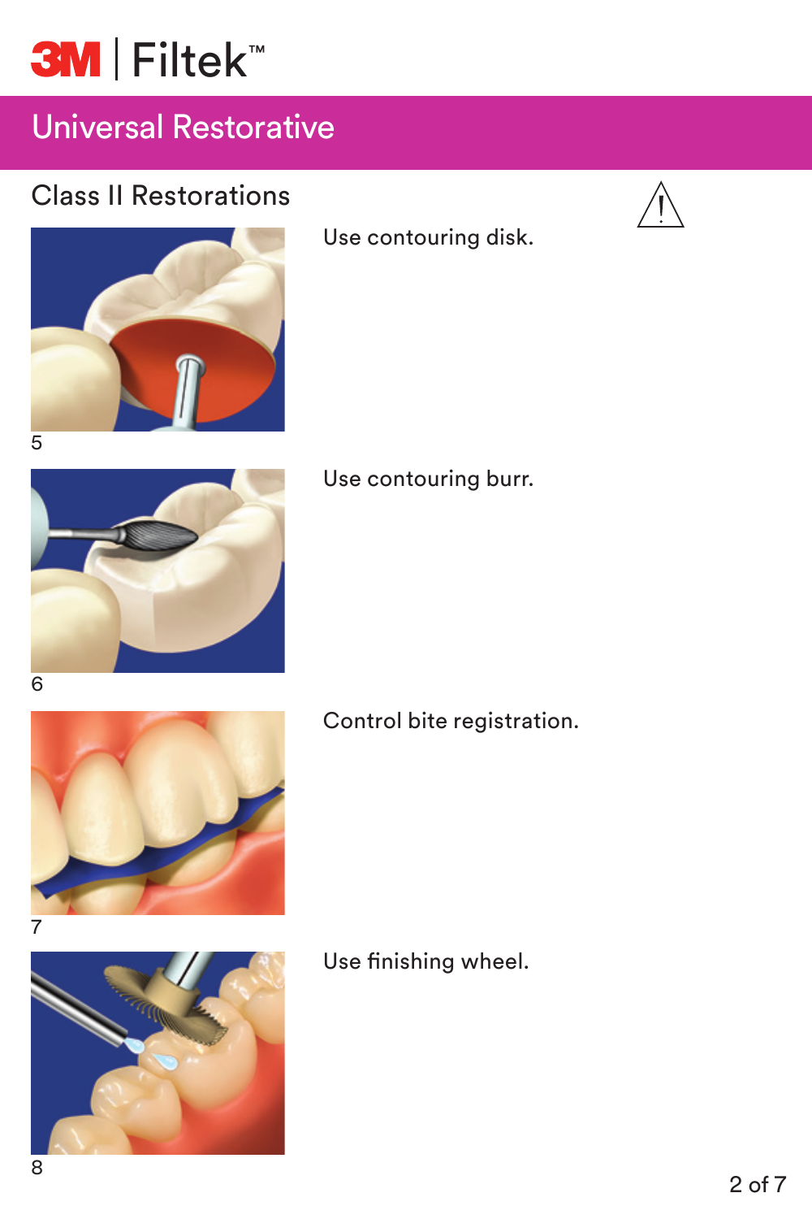# 3M | Filtek™

## Universal Restorative

### Class II Restorations

5 Use contouring disk.

6 Use contouring burr.

7 Control bite registration.

8 Use finishing wheel.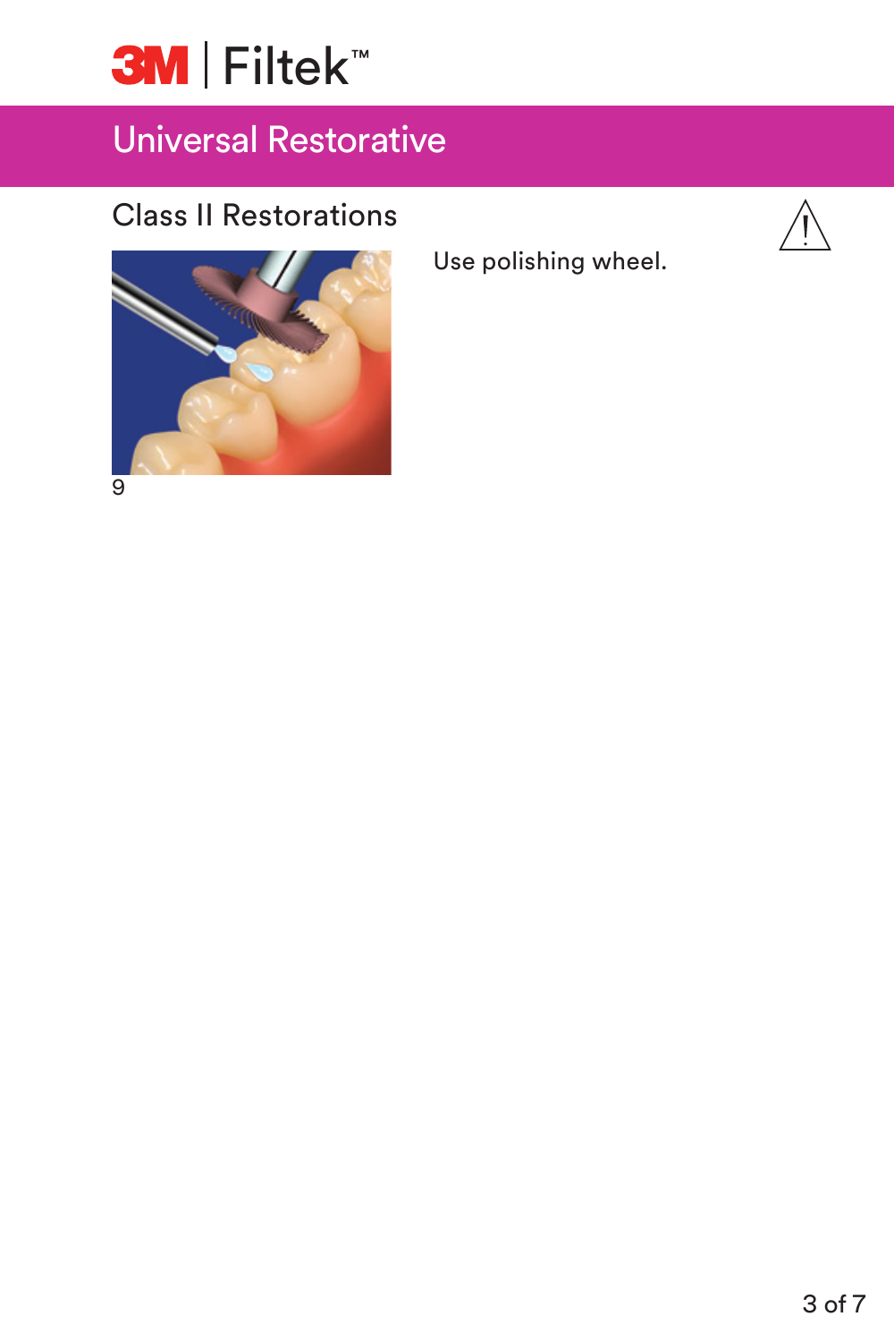# 3M | Filtek™

## Universal Restorative

### Class II Restorations

9

Use polishing wheel.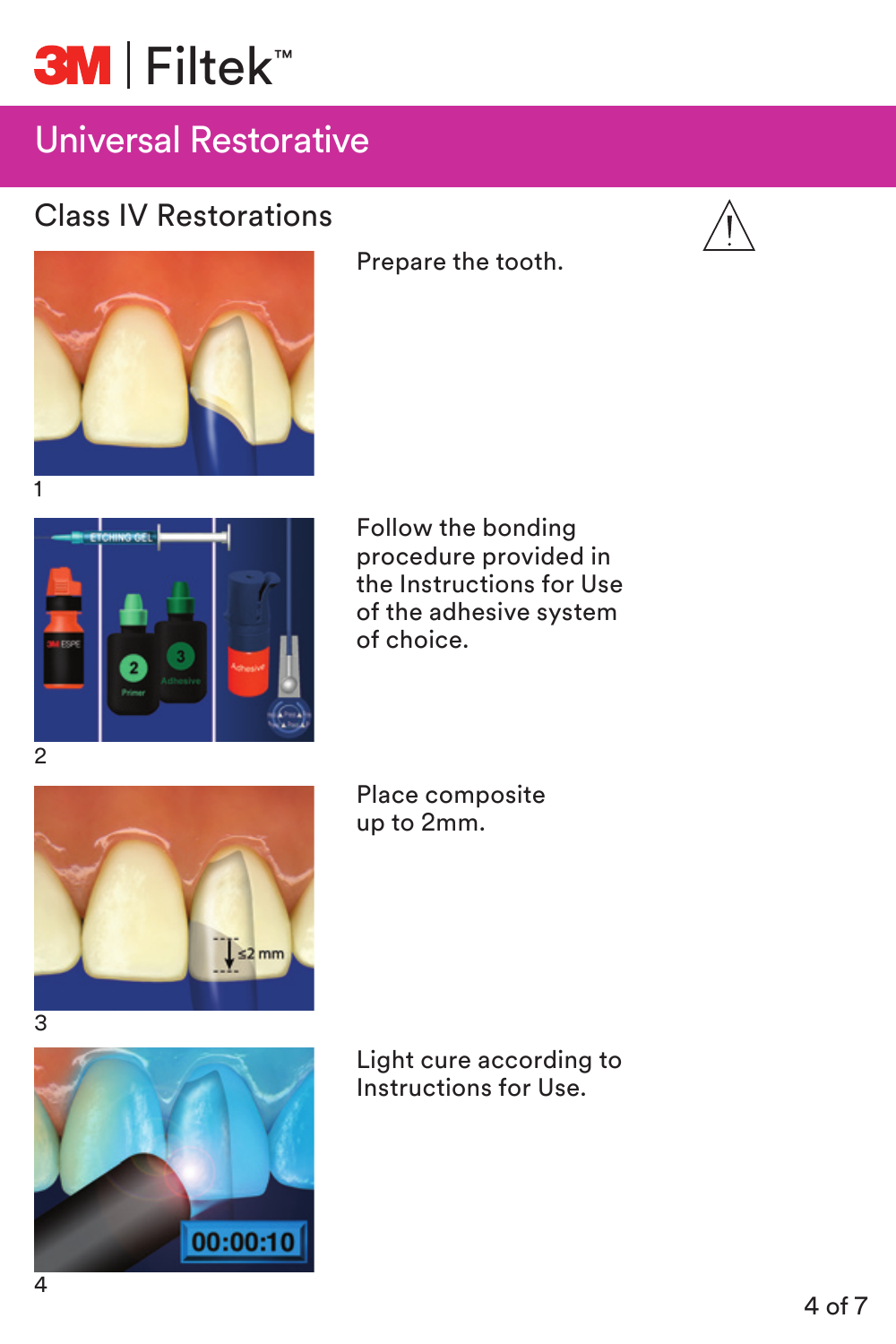# 3M | Filtek™

## Universal Restorative

### Class IV Restorations

⚠

1

Prepare the tooth.

2

Follow the bonding procedure provided in the Instructions for Use of the adhesive system of choice.

3

Place composite up to 2mm.

4

Light cure according to Instructions for Use.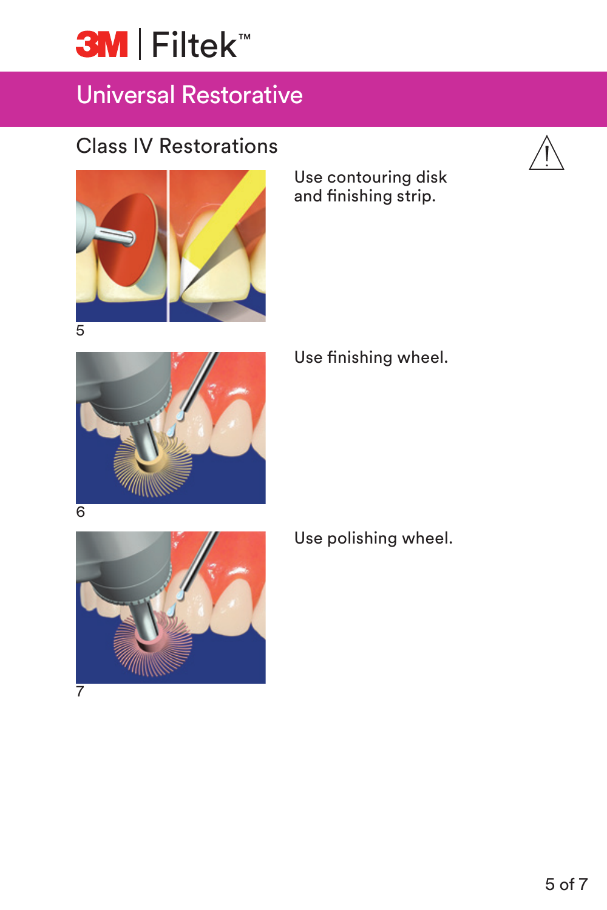# 3M | Filtek™

## Universal Restorative

### Class IV Restorations

5

Use contouring disk and finishing strip.

6

Use finishing wheel.

7

Use polishing wheel.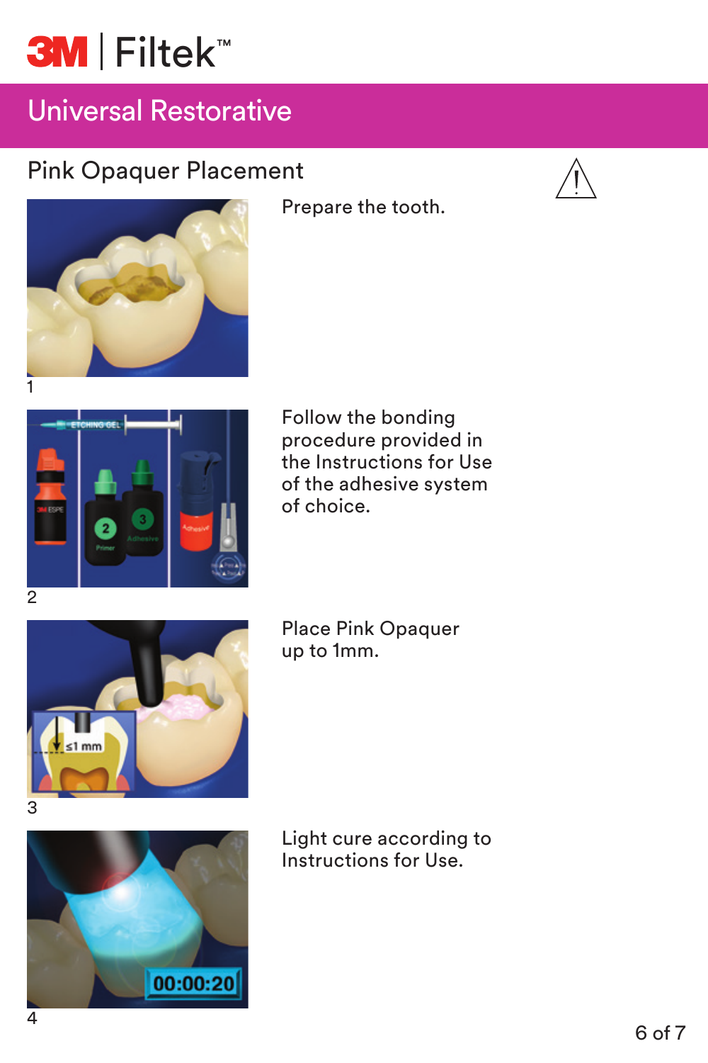# 3M | Filtek™

## Universal Restorative

### Pink Opaquer Placement

⚠

1. Prepare the tooth.

2. Follow the bonding procedure provided in the Instructions for Use of the adhesive system of choice.

3. Place Pink Opaquer up to 1mm.

4. Light cure according to Instructions for Use.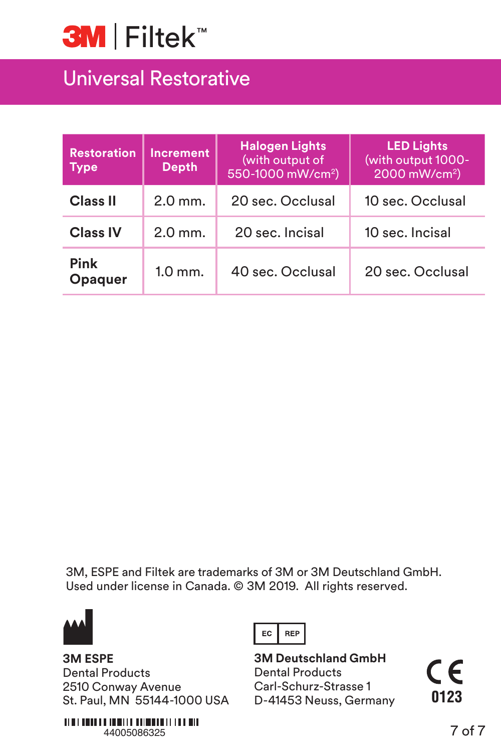# 3M | Filtek™

## Universal Restorative

| Restoration Type | Increment Depth | Halogen Lights (with output of 550-1000 mW/cm$^2$) | LED Lights (with output 1000-2000 mW/cm$^2$) |
|---|---|---|---|
| **Class II** | 2.0 mm. | 20 sec. Occlusal | 10 sec. Occlusal |
| **Class IV** | 2.0 mm. | 20 sec. Incisal | 10 sec. Incisal |
| **Pink Opaquer** | 1.0 mm. | 40 sec. Occlusal | 20 sec. Occlusal |

3M, ESPE and Filtek are trademarks of 3M or 3M Deutschland GmbH. Used under license in Canada. © 3M 2019. All rights reserved.

**3M ESPE**
Dental Products
2510 Conway Avenue
St. Paul, MN 55144-1000 USA

EC REP

**3M Deutschland GmbH**
Dental Products
Carl-Schurz-Strasse 1
D-41453 Neuss, Germany

CE 0123

44005086325